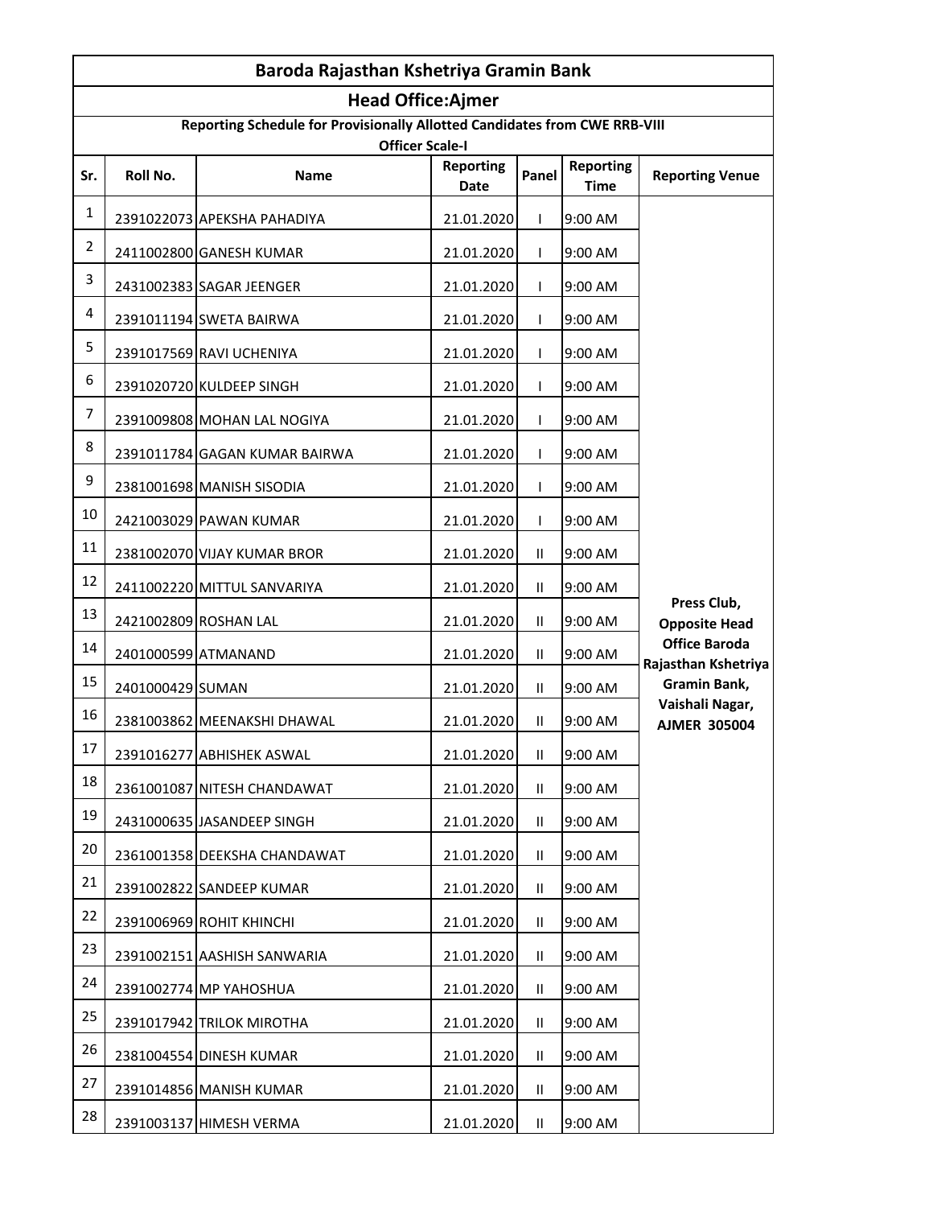# Baroda Rajasthan Kshetriya Gramin Bank

## Head Office:Ajmer

### Reporting Schedule for Provisionally Allotted Candidates from CWE RRB-VIII

### Officer Scale-I

| Sr. | Roll No. | Name | Reporting Date | Panel | Reporting Time | Reporting Venue |
|---|---|---|---|---|---|---|
| 1 | 2391022073 | APEKSHA PAHADIYA | 21.01.2020 | I | 9:00 AM | Press Club, Opposite Head Office Baroda Rajasthan Kshetriya Gramin Bank, Vaishali Nagar, AJMER 305004 |
| 2 | 2411002800 | GANESH KUMAR | 21.01.2020 | I | 9:00 AM | |
| 3 | 2431002383 | SAGAR JEENGER | 21.01.2020 | I | 9:00 AM | |
| 4 | 2391011194 | SWETA BAIRWA | 21.01.2020 | I | 9:00 AM | |
| 5 | 2391017569 | RAVI UCHENIYA | 21.01.2020 | I | 9:00 AM | |
| 6 | 2391020720 | KULDEEP SINGH | 21.01.2020 | I | 9:00 AM | |
| 7 | 2391009808 | MOHAN LAL NOGIYA | 21.01.2020 | I | 9:00 AM | |
| 8 | 2391011784 | GAGAN KUMAR BAIRWA | 21.01.2020 | I | 9:00 AM | |
| 9 | 2381001698 | MANISH SISODIA | 21.01.2020 | I | 9:00 AM | |
| 10 | 2421003029 | PAWAN KUMAR | 21.01.2020 | I | 9:00 AM | |
| 11 | 2381002070 | VIJAY KUMAR BROR | 21.01.2020 | II | 9:00 AM | |
| 12 | 2411002220 | MITTUL SANVARIYA | 21.01.2020 | II | 9:00 AM | |
| 13 | 2421002809 | ROSHAN LAL | 21.01.2020 | II | 9:00 AM | |
| 14 | 2401000599 | ATMANAND | 21.01.2020 | II | 9:00 AM | |
| 15 | 2401000429 | SUMAN | 21.01.2020 | II | 9:00 AM | |
| 16 | 2381003862 | MEENAKSHI DHAWAL | 21.01.2020 | II | 9:00 AM | |
| 17 | 2391016277 | ABHISHEK ASWAL | 21.01.2020 | II | 9:00 AM | |
| 18 | 2361001087 | NITESH CHANDAWAT | 21.01.2020 | II | 9:00 AM | |
| 19 | 2431000635 | JASANDEEP SINGH | 21.01.2020 | II | 9:00 AM | |
| 20 | 2361001358 | DEEKSHA CHANDAWAT | 21.01.2020 | II | 9:00 AM | |
| 21 | 2391002822 | SANDEEP KUMAR | 21.01.2020 | II | 9:00 AM | |
| 22 | 2391006969 | ROHIT KHINCHI | 21.01.2020 | II | 9:00 AM | |
| 23 | 2391002151 | AASHISH SANWARIA | 21.01.2020 | II | 9:00 AM | |
| 24 | 2391002774 | MP YAHOSHUA | 21.01.2020 | II | 9:00 AM | |
| 25 | 2391017942 | TRILOK MIROTHA | 21.01.2020 | II | 9:00 AM | |
| 26 | 2381004554 | DINESH KUMAR | 21.01.2020 | II | 9:00 AM | |
| 27 | 2391014856 | MANISH KUMAR | 21.01.2020 | II | 9:00 AM | |
| 28 | 2391003137 | HIMESH VERMA | 21.01.2020 | II | 9:00 AM | |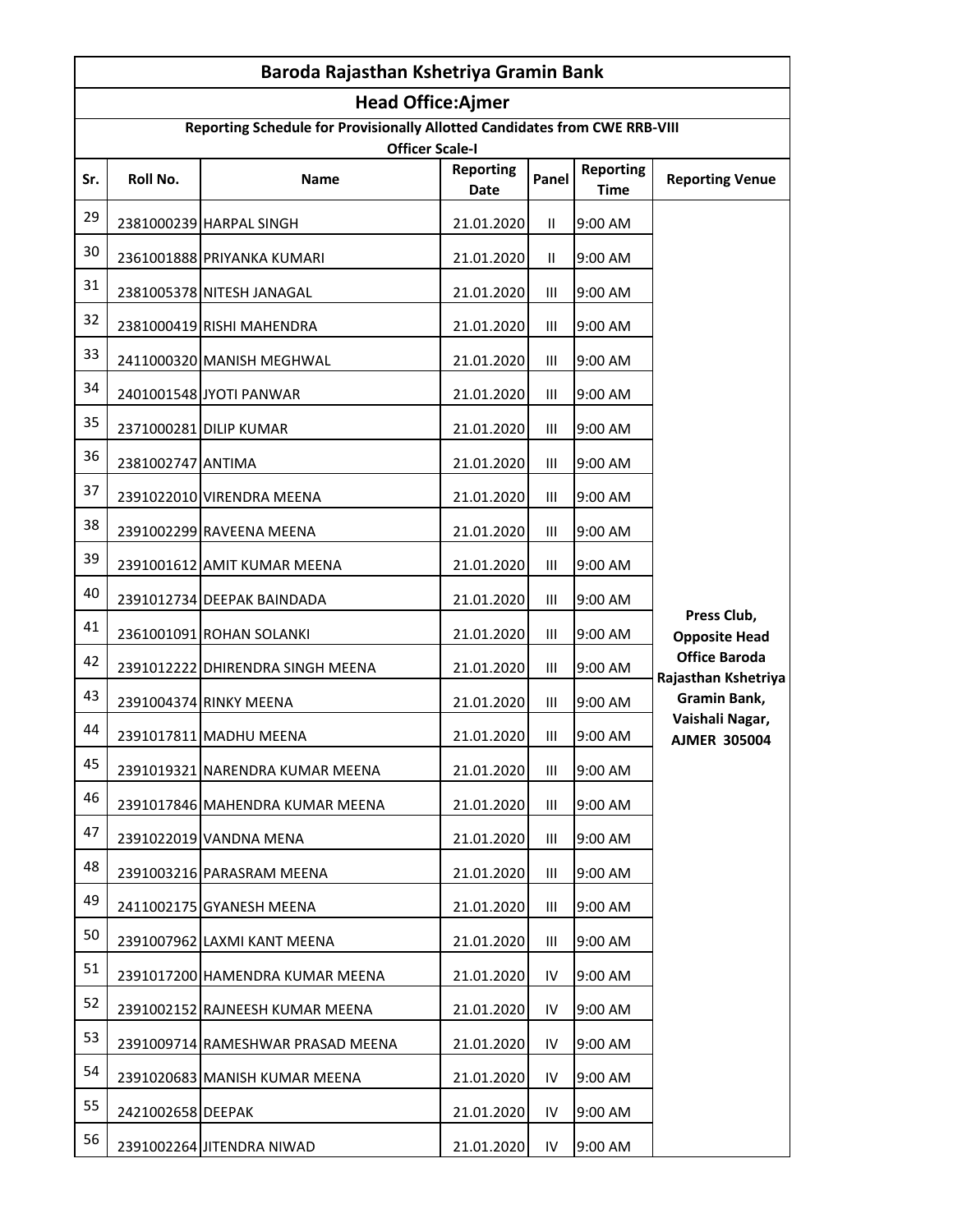| Baroda Rajasthan Kshetriya Gramin Bank | | | | | | |
|---|---|---|---|---|---|---|
| **Head Office:Ajmer** | | | | | | |
| **Reporting Schedule for Provisionally Allotted Candidates from CWE RRB-VIII Officer Scale-I** | | | | | | |
| **Sr.** | **Roll No.** | **Name** | **Reporting Date** | **Panel** | **Reporting Time** | **Reporting Venue** |
| 29 | 2381000239 | HARPAL SINGH | 21.01.2020 | II | 9:00 AM | **Press Club, Opposite Head Office Baroda Rajasthan Kshetriya Gramin Bank, Vaishali Nagar, AJMER 305004** |
| 30 | 2361001888 | PRIYANKA KUMARI | 21.01.2020 | II | 9:00 AM | |
| 31 | 2381005378 | NITESH JANAGAL | 21.01.2020 | III | 9:00 AM | |
| 32 | 2381000419 | RISHI MAHENDRA | 21.01.2020 | III | 9:00 AM | |
| 33 | 2411000320 | MANISH MEGHWAL | 21.01.2020 | III | 9:00 AM | |
| 34 | 2401001548 | JYOTI PANWAR | 21.01.2020 | III | 9:00 AM | |
| 35 | 2371000281 | DILIP KUMAR | 21.01.2020 | III | 9:00 AM | |
| 36 | 2381002747 | ANTIMA | 21.01.2020 | III | 9:00 AM | |
| 37 | 2391022010 | VIRENDRA MEENA | 21.01.2020 | III | 9:00 AM | |
| 38 | 2391002299 | RAVEENA MEENA | 21.01.2020 | III | 9:00 AM | |
| 39 | 2391001612 | AMIT KUMAR MEENA | 21.01.2020 | III | 9:00 AM | |
| 40 | 2391012734 | DEEPAK BAINDADA | 21.01.2020 | III | 9:00 AM | |
| 41 | 2361001091 | ROHAN SOLANKI | 21.01.2020 | III | 9:00 AM | |
| 42 | 2391012222 | DHIRENDRA SINGH MEENA | 21.01.2020 | III | 9:00 AM | |
| 43 | 2391004374 | RINKY MEENA | 21.01.2020 | III | 9:00 AM | |
| 44 | 2391017811 | MADHU MEENA | 21.01.2020 | III | 9:00 AM | |
| 45 | 2391019321 | NARENDRA KUMAR MEENA | 21.01.2020 | III | 9:00 AM | |
| 46 | 2391017846 | MAHENDRA KUMAR MEENA | 21.01.2020 | III | 9:00 AM | |
| 47 | 2391022019 | VANDNA MENA | 21.01.2020 | III | 9:00 AM | |
| 48 | 2391003216 | PARASRAM MEENA | 21.01.2020 | III | 9:00 AM | |
| 49 | 2411002175 | GYANESH MEENA | 21.01.2020 | III | 9:00 AM | |
| 50 | 2391007962 | LAXMI KANT MEENA | 21.01.2020 | III | 9:00 AM | |
| 51 | 2391017200 | HAMENDRA KUMAR MEENA | 21.01.2020 | IV | 9:00 AM | |
| 52 | 2391002152 | RAJNEESH KUMAR MEENA | 21.01.2020 | IV | 9:00 AM | |
| 53 | 2391009714 | RAMESHWAR PRASAD MEENA | 21.01.2020 | IV | 9:00 AM | |
| 54 | 2391020683 | MANISH KUMAR MEENA | 21.01.2020 | IV | 9:00 AM | |
| 55 | 2421002658 | DEEPAK | 21.01.2020 | IV | 9:00 AM | |
| 56 | 2391002264 | JITENDRA NIWAD | 21.01.2020 | IV | 9:00 AM | |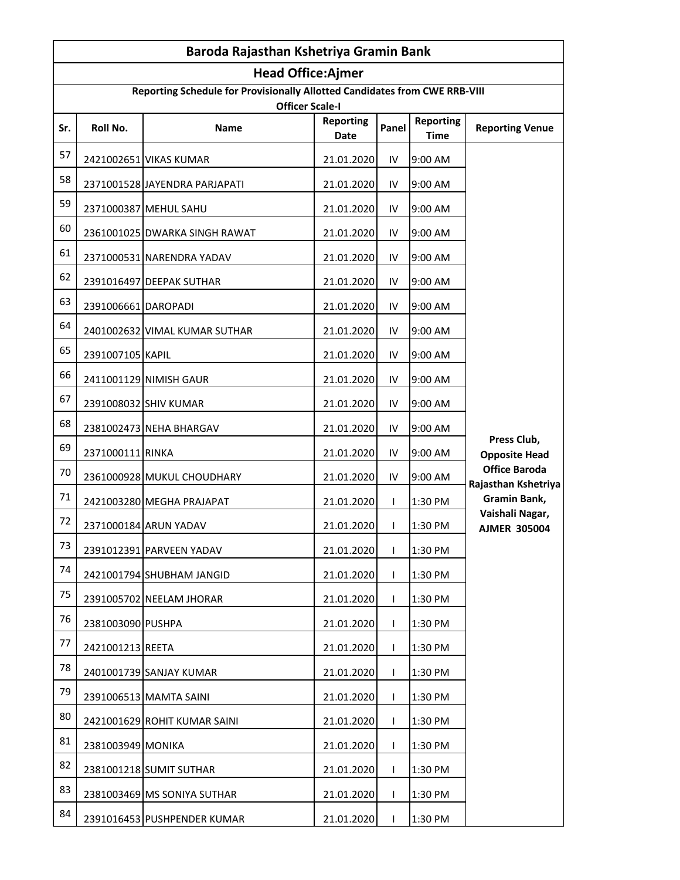| Baroda Rajasthan Kshetriya Gramin Bank | | | | | | |
|---|---|---|---|---|---|---|
| **Head Office:Ajmer** | | | | | | |
| **Reporting Schedule for Provisionally Allotted Candidates from CWE RRB-VIII Officer Scale-I** | | | | | | |
| **Sr.** | **Roll No.** | **Name** | **Reporting Date** | **Panel** | **Reporting Time** | **Reporting Venue** |
| 57 | 2421002651 | VIKAS KUMAR | 21.01.2020 | IV | 9:00 AM | **Press Club, Opposite Head Office Baroda Rajasthan Kshetriya Gramin Bank, Vaishali Nagar, AJMER 305004** |
| 58 | 2371001528 | JAYENDRA PARJAPATI | 21.01.2020 | IV | 9:00 AM | |
| 59 | 2371000387 | MEHUL SAHU | 21.01.2020 | IV | 9:00 AM | |
| 60 | 2361001025 | DWARKA SINGH RAWAT | 21.01.2020 | IV | 9:00 AM | |
| 61 | 2371000531 | NARENDRA YADAV | 21.01.2020 | IV | 9:00 AM | |
| 62 | 2391016497 | DEEPAK SUTHAR | 21.01.2020 | IV | 9:00 AM | |
| 63 | 2391006661 | DAROPADI | 21.01.2020 | IV | 9:00 AM | |
| 64 | 2401002632 | VIMAL KUMAR SUTHAR | 21.01.2020 | IV | 9:00 AM | |
| 65 | 2391007105 | KAPIL | 21.01.2020 | IV | 9:00 AM | |
| 66 | 2411001129 | NIMISH GAUR | 21.01.2020 | IV | 9:00 AM | |
| 67 | 2391008032 | SHIV KUMAR | 21.01.2020 | IV | 9:00 AM | |
| 68 | 2381002473 | NEHA BHARGAV | 21.01.2020 | IV | 9:00 AM | |
| 69 | 2371000111 | RINKA | 21.01.2020 | IV | 9:00 AM | |
| 70 | 2361000928 | MUKUL CHOUDHARY | 21.01.2020 | IV | 9:00 AM | |
| 71 | 2421003280 | MEGHA PRAJAPAT | 21.01.2020 | I | 1:30 PM | |
| 72 | 2371000184 | ARUN YADAV | 21.01.2020 | I | 1:30 PM | |
| 73 | 2391012391 | PARVEEN YADAV | 21.01.2020 | I | 1:30 PM | |
| 74 | 2421001794 | SHUBHAM JANGID | 21.01.2020 | I | 1:30 PM | |
| 75 | 2391005702 | NEELAM JHORAR | 21.01.2020 | I | 1:30 PM | |
| 76 | 2381003090 | PUSHPA | 21.01.2020 | I | 1:30 PM | |
| 77 | 2421001213 | REETA | 21.01.2020 | I | 1:30 PM | |
| 78 | 2401001739 | SANJAY KUMAR | 21.01.2020 | I | 1:30 PM | |
| 79 | 2391006513 | MAMTA SAINI | 21.01.2020 | I | 1:30 PM | |
| 80 | 2421001629 | ROHIT KUMAR SAINI | 21.01.2020 | I | 1:30 PM | |
| 81 | 2381003949 | MONIKA | 21.01.2020 | I | 1:30 PM | |
| 82 | 2381001218 | SUMIT SUTHAR | 21.01.2020 | I | 1:30 PM | |
| 83 | 2381003469 | MS SONIYA SUTHAR | 21.01.2020 | I | 1:30 PM | |
| 84 | 2391016453 | PUSHPENDER KUMAR | 21.01.2020 | I | 1:30 PM | |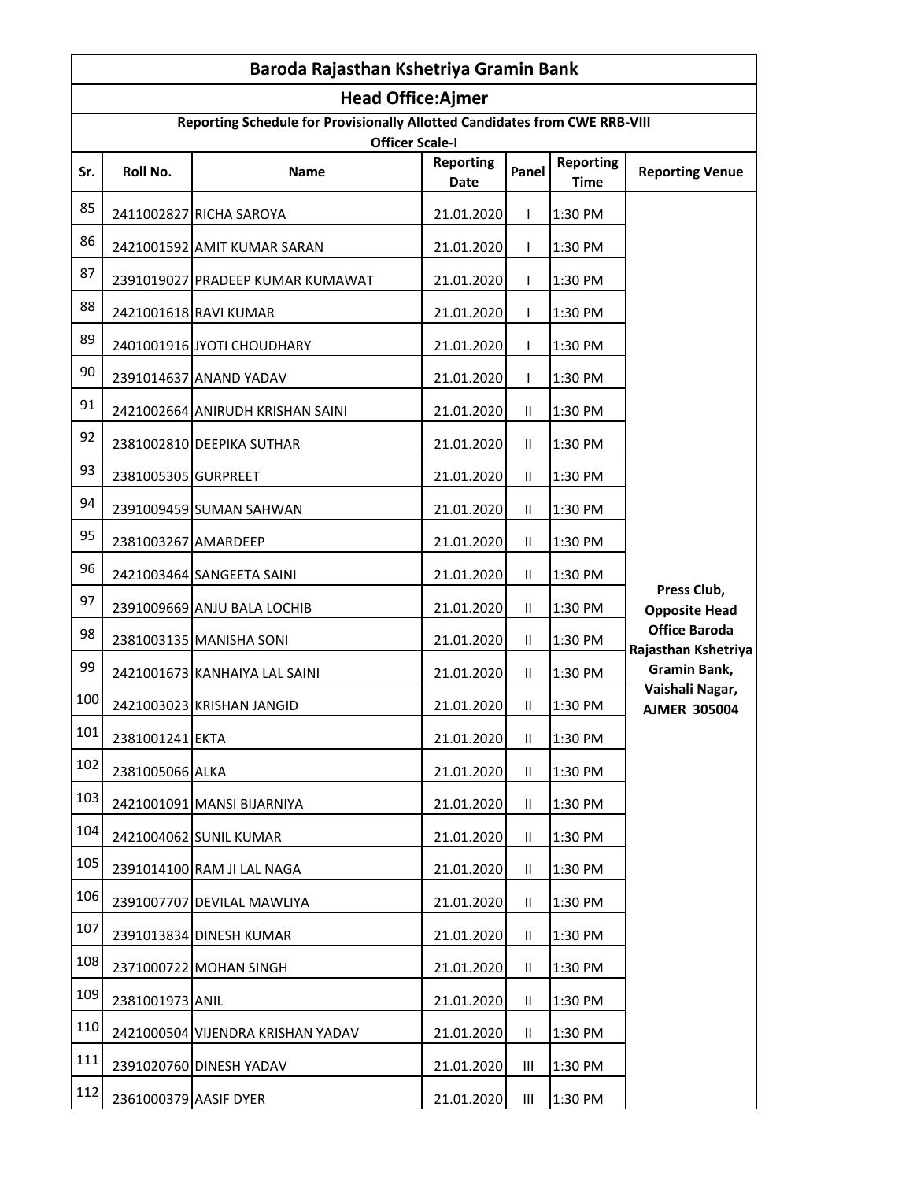# Baroda Rajasthan Kshetriya Gramin Bank

## Head Office:Ajmer

### Reporting Schedule for Provisionally Allotted Candidates from CWE RRB-VIII

### Officer Scale-I

| Sr. | Roll No. | Name | Reporting Date | Panel | Reporting Time | Reporting Venue |
|---|---|---|---|---|---|---|
| 85 | 2411002827 | RICHA SAROYA | 21.01.2020 | I | 1:30 PM | Press Club, Opposite Head Office Baroda Rajasthan Kshetriya Gramin Bank, Vaishali Nagar, AJMER 305004 |
| 86 | 2421001592 | AMIT KUMAR SARAN | 21.01.2020 | I | 1:30 PM | |
| 87 | 2391019027 | PRADEEP KUMAR KUMAWAT | 21.01.2020 | I | 1:30 PM | |
| 88 | 2421001618 | RAVI KUMAR | 21.01.2020 | I | 1:30 PM | |
| 89 | 2401001916 | JYOTI CHOUDHARY | 21.01.2020 | I | 1:30 PM | |
| 90 | 2391014637 | ANAND YADAV | 21.01.2020 | I | 1:30 PM | |
| 91 | 2421002664 | ANIRUDH KRISHAN SAINI | 21.01.2020 | II | 1:30 PM | |
| 92 | 2381002810 | DEEPIKA SUTHAR | 21.01.2020 | II | 1:30 PM | |
| 93 | 2381005305 | GURPREET | 21.01.2020 | II | 1:30 PM | |
| 94 | 2391009459 | SUMAN SAHWAN | 21.01.2020 | II | 1:30 PM | |
| 95 | 2381003267 | AMARDEEP | 21.01.2020 | II | 1:30 PM | |
| 96 | 2421003464 | SANGEETA SAINI | 21.01.2020 | II | 1:30 PM | |
| 97 | 2391009669 | ANJU BALA LOCHIB | 21.01.2020 | II | 1:30 PM | |
| 98 | 2381003135 | MANISHA SONI | 21.01.2020 | II | 1:30 PM | |
| 99 | 2421001673 | KANHAIYA LAL SAINI | 21.01.2020 | II | 1:30 PM | |
| 100 | 2421003023 | KRISHAN JANGID | 21.01.2020 | II | 1:30 PM | |
| 101 | 2381001241 | EKTA | 21.01.2020 | II | 1:30 PM | |
| 102 | 2381005066 | ALKA | 21.01.2020 | II | 1:30 PM | |
| 103 | 2421001091 | MANSI BIJARNIYA | 21.01.2020 | II | 1:30 PM | |
| 104 | 2421004062 | SUNIL KUMAR | 21.01.2020 | II | 1:30 PM | |
| 105 | 2391014100 | RAM JI LAL NAGA | 21.01.2020 | II | 1:30 PM | |
| 106 | 2391007707 | DEVILAL MAWLIYA | 21.01.2020 | II | 1:30 PM | |
| 107 | 2391013834 | DINESH KUMAR | 21.01.2020 | II | 1:30 PM | |
| 108 | 2371000722 | MOHAN SINGH | 21.01.2020 | II | 1:30 PM | |
| 109 | 2381001973 | ANIL | 21.01.2020 | II | 1:30 PM | |
| 110 | 2421000504 | VIJENDRA KRISHAN YADAV | 21.01.2020 | II | 1:30 PM | |
| 111 | 2391020760 | DINESH YADAV | 21.01.2020 | III | 1:30 PM | |
| 112 | 2361000379 | AASIF DYER | 21.01.2020 | III | 1:30 PM | |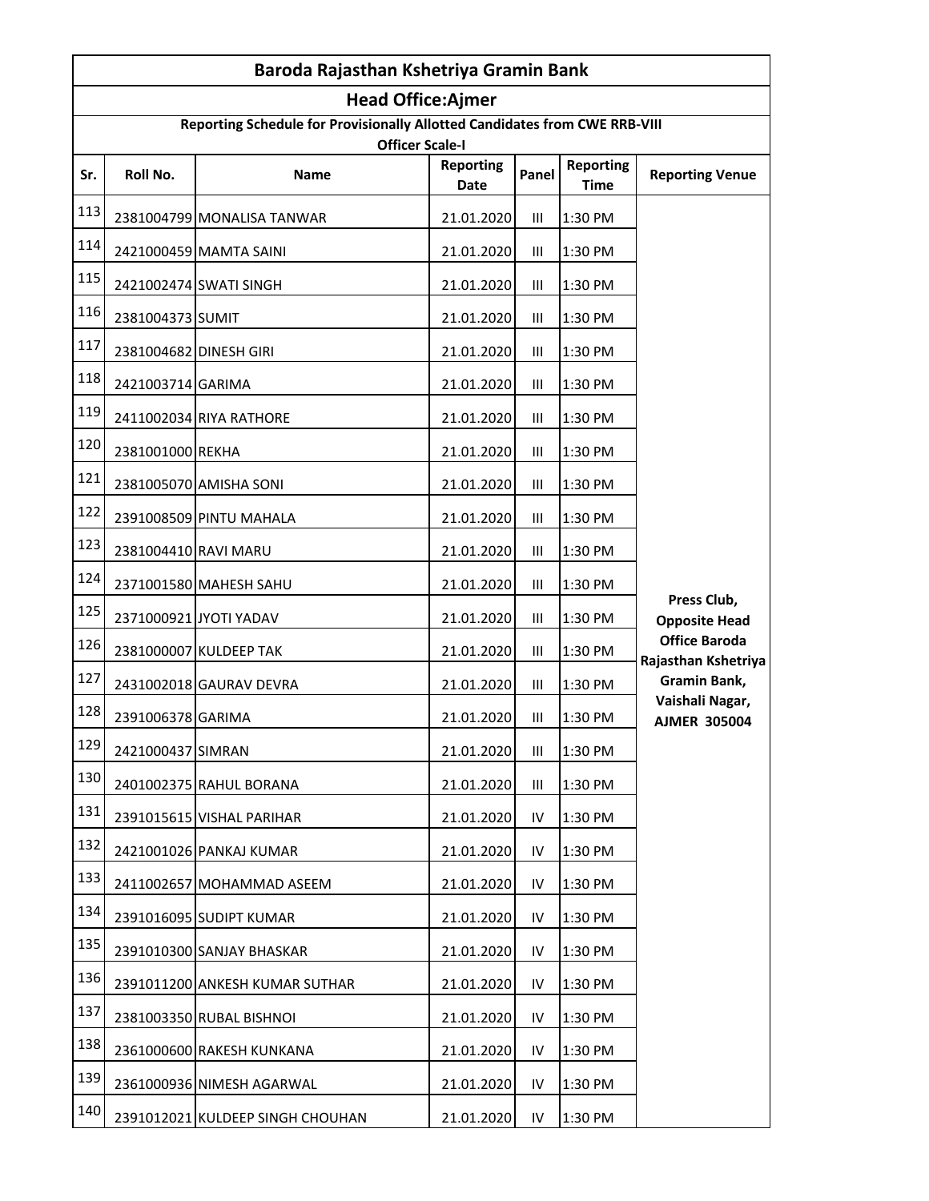# Baroda Rajasthan Kshetriya Gramin Bank

## Head Office:Ajmer

### Reporting Schedule for Provisionally Allotted Candidates from CWE RRB-VIII

### Officer Scale-I

| Sr. | Roll No. | Name | Reporting Date | Panel | Reporting Time | Reporting Venue |
|---|---|---|---|---|---|---|
| 113 | 2381004799 | MONALISA TANWAR | 21.01.2020 | III | 1:30 PM | Press Club, Opposite Head Office Baroda Rajasthan Kshetriya Gramin Bank, Vaishali Nagar, AJMER 305004 |
| 114 | 2421000459 | MAMTA SAINI | 21.01.2020 | III | 1:30 PM | |
| 115 | 2421002474 | SWATI SINGH | 21.01.2020 | III | 1:30 PM | |
| 116 | 2381004373 | SUMIT | 21.01.2020 | III | 1:30 PM | |
| 117 | 2381004682 | DINESH GIRI | 21.01.2020 | III | 1:30 PM | |
| 118 | 2421003714 | GARIMA | 21.01.2020 | III | 1:30 PM | |
| 119 | 2411002034 | RIYA RATHORE | 21.01.2020 | III | 1:30 PM | |
| 120 | 2381001000 | REKHA | 21.01.2020 | III | 1:30 PM | |
| 121 | 2381005070 | AMISHA SONI | 21.01.2020 | III | 1:30 PM | |
| 122 | 2391008509 | PINTU MAHALA | 21.01.2020 | III | 1:30 PM | |
| 123 | 2381004410 | RAVI MARU | 21.01.2020 | III | 1:30 PM | |
| 124 | 2371001580 | MAHESH SAHU | 21.01.2020 | III | 1:30 PM | |
| 125 | 2371000921 | JYOTI YADAV | 21.01.2020 | III | 1:30 PM | |
| 126 | 2381000007 | KULDEEP TAK | 21.01.2020 | III | 1:30 PM | |
| 127 | 2431002018 | GAURAV DEVRA | 21.01.2020 | III | 1:30 PM | |
| 128 | 2391006378 | GARIMA | 21.01.2020 | III | 1:30 PM | |
| 129 | 2421000437 | SIMRAN | 21.01.2020 | III | 1:30 PM | |
| 130 | 2401002375 | RAHUL BORANA | 21.01.2020 | III | 1:30 PM | |
| 131 | 2391015615 | VISHAL PARIHAR | 21.01.2020 | IV | 1:30 PM | |
| 132 | 2421001026 | PANKAJ KUMAR | 21.01.2020 | IV | 1:30 PM | |
| 133 | 2411002657 | MOHAMMAD ASEEM | 21.01.2020 | IV | 1:30 PM | |
| 134 | 2391016095 | SUDIPT KUMAR | 21.01.2020 | IV | 1:30 PM | |
| 135 | 2391010300 | SANJAY BHASKAR | 21.01.2020 | IV | 1:30 PM | |
| 136 | 2391011200 | ANKESH KUMAR SUTHAR | 21.01.2020 | IV | 1:30 PM | |
| 137 | 2381003350 | RUBAL BISHNOI | 21.01.2020 | IV | 1:30 PM | |
| 138 | 2361000600 | RAKESH KUNKANA | 21.01.2020 | IV | 1:30 PM | |
| 139 | 2361000936 | NIMESH AGARWAL | 21.01.2020 | IV | 1:30 PM | |
| 140 | 2391012021 | KULDEEP SINGH CHOUHAN | 21.01.2020 | IV | 1:30 PM | |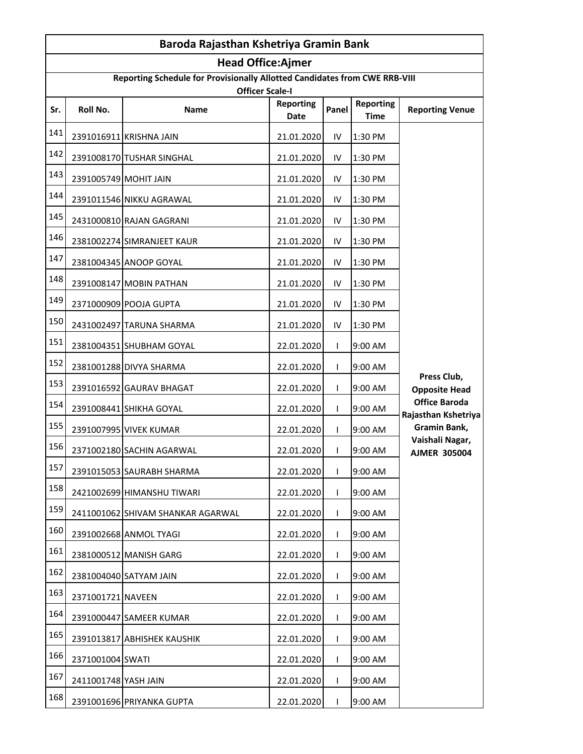| Baroda Rajasthan Kshetriya Gramin Bank | | | | | | |
|---|---|---|---|---|---|---|
| **Head Office:Ajmer** | | | | | | |
| **Reporting Schedule for Provisionally Allotted Candidates from CWE RRB-VIII Officer Scale-I** | | | | | | |
| **Sr.** | **Roll No.** | **Name** | **Reporting Date** | **Panel** | **Reporting Time** | **Reporting Venue** |
| 141 | 2391016911 | KRISHNA JAIN | 21.01.2020 | IV | 1:30 PM | **Press Club, Opposite Head Office Baroda Rajasthan Kshetriya Gramin Bank, Vaishali Nagar, AJMER 305004** |
| 142 | 2391008170 | TUSHAR SINGHAL | 21.01.2020 | IV | 1:30 PM | |
| 143 | 2391005749 | MOHIT JAIN | 21.01.2020 | IV | 1:30 PM | |
| 144 | 2391011546 | NIKKU AGRAWAL | 21.01.2020 | IV | 1:30 PM | |
| 145 | 2431000810 | RAJAN GAGRANI | 21.01.2020 | IV | 1:30 PM | |
| 146 | 2381002274 | SIMRANJEET KAUR | 21.01.2020 | IV | 1:30 PM | |
| 147 | 2381004345 | ANOOP GOYAL | 21.01.2020 | IV | 1:30 PM | |
| 148 | 2391008147 | MOBIN PATHAN | 21.01.2020 | IV | 1:30 PM | |
| 149 | 2371000909 | POOJA GUPTA | 21.01.2020 | IV | 1:30 PM | |
| 150 | 2431002497 | TARUNA SHARMA | 21.01.2020 | IV | 1:30 PM | |
| 151 | 2381004351 | SHUBHAM GOYAL | 22.01.2020 | I | 9:00 AM | |
| 152 | 2381001288 | DIVYA SHARMA | 22.01.2020 | I | 9:00 AM | |
| 153 | 2391016592 | GAURAV BHAGAT | 22.01.2020 | I | 9:00 AM | |
| 154 | 2391008441 | SHIKHA GOYAL | 22.01.2020 | I | 9:00 AM | |
| 155 | 2391007995 | VIVEK KUMAR | 22.01.2020 | I | 9:00 AM | |
| 156 | 2371002180 | SACHIN AGARWAL | 22.01.2020 | I | 9:00 AM | |
| 157 | 2391015053 | SAURABH SHARMA | 22.01.2020 | I | 9:00 AM | |
| 158 | 2421002699 | HIMANSHU TIWARI | 22.01.2020 | I | 9:00 AM | |
| 159 | 2411001062 | SHIVAM SHANKAR AGARWAL | 22.01.2020 | I | 9:00 AM | |
| 160 | 2391002668 | ANMOL TYAGI | 22.01.2020 | I | 9:00 AM | |
| 161 | 2381000512 | MANISH GARG | 22.01.2020 | I | 9:00 AM | |
| 162 | 2381004040 | SATYAM JAIN | 22.01.2020 | I | 9:00 AM | |
| 163 | 2371001721 | NAVEEN | 22.01.2020 | I | 9:00 AM | |
| 164 | 2391000447 | SAMEER KUMAR | 22.01.2020 | I | 9:00 AM | |
| 165 | 2391013817 | ABHISHEK KAUSHIK | 22.01.2020 | I | 9:00 AM | |
| 166 | 2371001004 | SWATI | 22.01.2020 | I | 9:00 AM | |
| 167 | 2411001748 | YASH JAIN | 22.01.2020 | I | 9:00 AM | |
| 168 | 2391001696 | PRIYANKA GUPTA | 22.01.2020 | I | 9:00 AM | |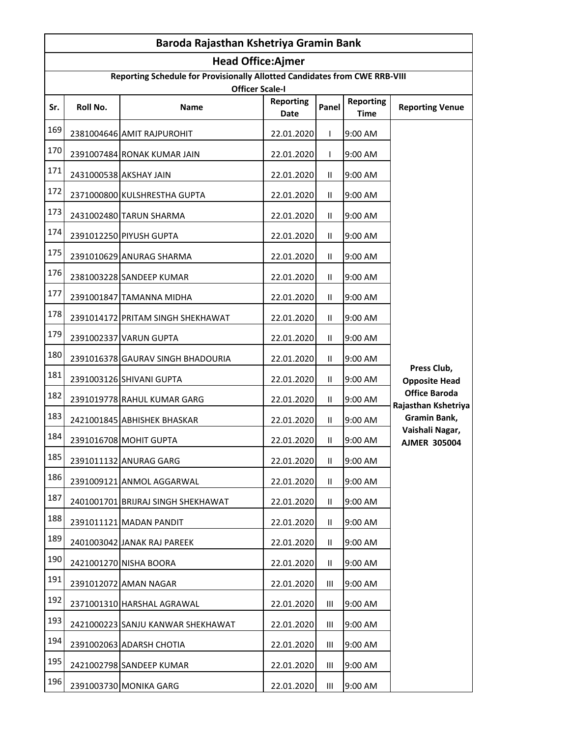| Baroda Rajasthan Kshetriya Gramin Bank | | | | | | |
|---|---|---|---|---|---|---|
| **Head Office:Ajmer** | | | | | | |
| **Reporting Schedule for Provisionally Allotted Candidates from CWE RRB-VIII Officer Scale-I** | | | | | | |
| **Sr.** | **Roll No.** | **Name** | **Reporting Date** | **Panel** | **Reporting Time** | **Reporting Venue** |
| 169 | 2381004646 | AMIT RAJPUROHIT | 22.01.2020 | I | 9:00 AM | **Press Club, Opposite Head Office Baroda Rajasthan Kshetriya Gramin Bank, Vaishali Nagar, AJMER 305004** |
| 170 | 2391007484 | RONAK KUMAR JAIN | 22.01.2020 | I | 9:00 AM | |
| 171 | 2431000538 | AKSHAY JAIN | 22.01.2020 | II | 9:00 AM | |
| 172 | 2371000800 | KULSHRESTHA GUPTA | 22.01.2020 | II | 9:00 AM | |
| 173 | 2431002480 | TARUN SHARMA | 22.01.2020 | II | 9:00 AM | |
| 174 | 2391012250 | PIYUSH GUPTA | 22.01.2020 | II | 9:00 AM | |
| 175 | 2391010629 | ANURAG SHARMA | 22.01.2020 | II | 9:00 AM | |
| 176 | 2381003228 | SANDEEP KUMAR | 22.01.2020 | II | 9:00 AM | |
| 177 | 2391001847 | TAMANNA MIDHA | 22.01.2020 | II | 9:00 AM | |
| 178 | 2391014172 | PRITAM SINGH SHEKHAWAT | 22.01.2020 | II | 9:00 AM | |
| 179 | 2391002337 | VARUN GUPTA | 22.01.2020 | II | 9:00 AM | |
| 180 | 2391016378 | GAURAV SINGH BHADOURIA | 22.01.2020 | II | 9:00 AM | |
| 181 | 2391003126 | SHIVANI GUPTA | 22.01.2020 | II | 9:00 AM | |
| 182 | 2391019778 | RAHUL KUMAR GARG | 22.01.2020 | II | 9:00 AM | |
| 183 | 2421001845 | ABHISHEK BHASKAR | 22.01.2020 | II | 9:00 AM | |
| 184 | 2391016708 | MOHIT GUPTA | 22.01.2020 | II | 9:00 AM | |
| 185 | 2391011132 | ANURAG GARG | 22.01.2020 | II | 9:00 AM | |
| 186 | 2391009121 | ANMOL AGGARWAL | 22.01.2020 | II | 9:00 AM | |
| 187 | 2401001701 | BRIJRAJ SINGH SHEKHAWAT | 22.01.2020 | II | 9:00 AM | |
| 188 | 2391011121 | MADAN PANDIT | 22.01.2020 | II | 9:00 AM | |
| 189 | 2401003042 | JANAK RAJ PAREEK | 22.01.2020 | II | 9:00 AM | |
| 190 | 2421001270 | NISHA BOORA | 22.01.2020 | II | 9:00 AM | |
| 191 | 2391012072 | AMAN NAGAR | 22.01.2020 | III | 9:00 AM | |
| 192 | 2371001310 | HARSHAL AGRAWAL | 22.01.2020 | III | 9:00 AM | |
| 193 | 2421000223 | SANJU KANWAR SHEKHAWAT | 22.01.2020 | III | 9:00 AM | |
| 194 | 2391002063 | ADARSH CHOTIA | 22.01.2020 | III | 9:00 AM | |
| 195 | 2421002798 | SANDEEP KUMAR | 22.01.2020 | III | 9:00 AM | |
| 196 | 2391003730 | MONIKA GARG | 22.01.2020 | III | 9:00 AM | |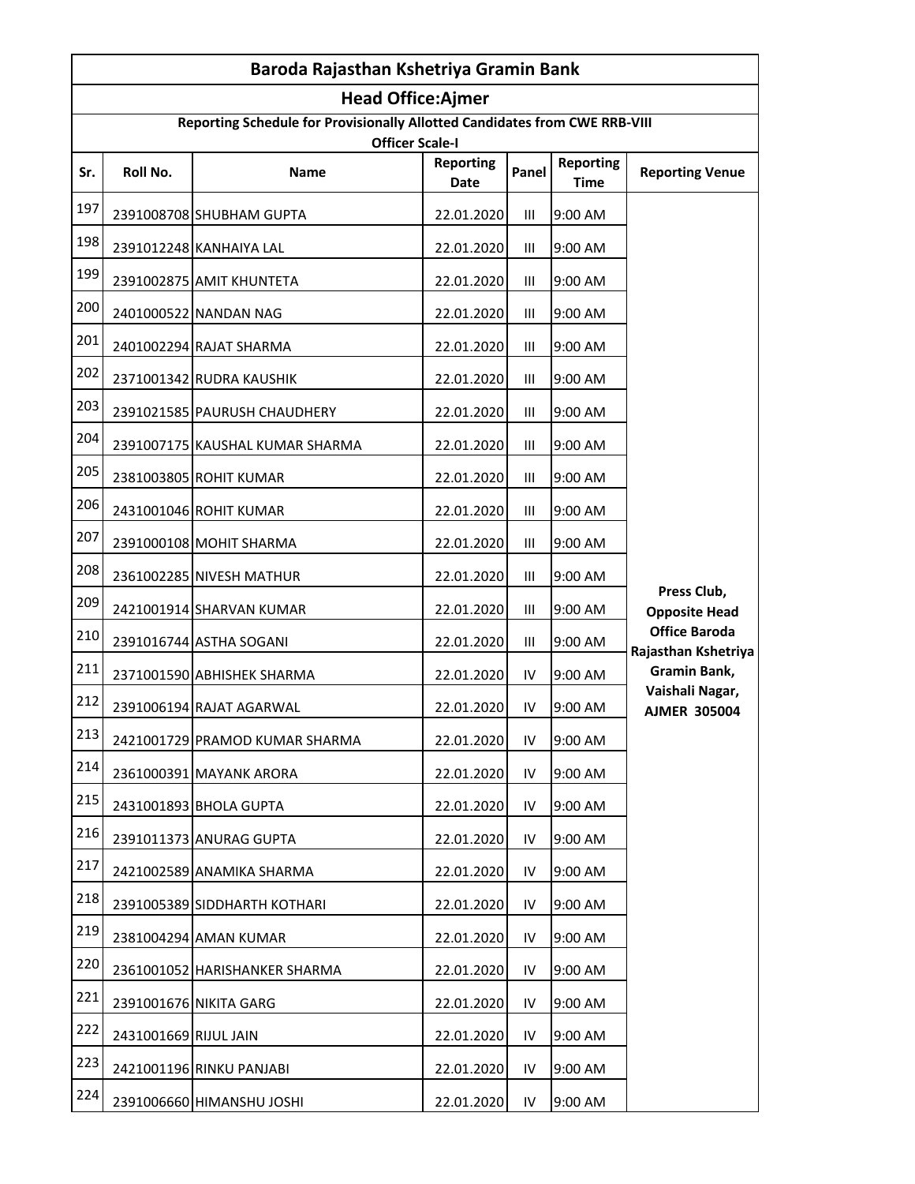| Baroda Rajasthan Kshetriya Gramin Bank | | | | | | |
|---|---|---|---|---|---|---|
| **Head Office:Ajmer** | | | | | | |
| **Reporting Schedule for Provisionally Allotted Candidates from CWE RRB-VIII Officer Scale-I** | | | | | | |
| **Sr.** | **Roll No.** | **Name** | **Reporting Date** | **Panel** | **Reporting Time** | **Reporting Venue** |
| 197 | 2391008708 | SHUBHAM GUPTA | 22.01.2020 | III | 9:00 AM | Press Club, Opposite Head Office Baroda Rajasthan Kshetriya Gramin Bank, Vaishali Nagar, AJMER 305004 |
| 198 | 2391012248 | KANHAIYA LAL | 22.01.2020 | III | 9:00 AM | |
| 199 | 2391002875 | AMIT KHUNTETA | 22.01.2020 | III | 9:00 AM | |
| 200 | 2401000522 | NANDAN NAG | 22.01.2020 | III | 9:00 AM | |
| 201 | 2401002294 | RAJAT SHARMA | 22.01.2020 | III | 9:00 AM | |
| 202 | 2371001342 | RUDRA KAUSHIK | 22.01.2020 | III | 9:00 AM | |
| 203 | 2391021585 | PAURUSH CHAUDHERY | 22.01.2020 | III | 9:00 AM | |
| 204 | 2391007175 | KAUSHAL KUMAR SHARMA | 22.01.2020 | III | 9:00 AM | |
| 205 | 2381003805 | ROHIT KUMAR | 22.01.2020 | III | 9:00 AM | |
| 206 | 2431001046 | ROHIT KUMAR | 22.01.2020 | III | 9:00 AM | |
| 207 | 2391000108 | MOHIT SHARMA | 22.01.2020 | III | 9:00 AM | |
| 208 | 2361002285 | NIVESH MATHUR | 22.01.2020 | III | 9:00 AM | |
| 209 | 2421001914 | SHARVAN KUMAR | 22.01.2020 | III | 9:00 AM | |
| 210 | 2391016744 | ASTHA SOGANI | 22.01.2020 | III | 9:00 AM | |
| 211 | 2371001590 | ABHISHEK SHARMA | 22.01.2020 | IV | 9:00 AM | |
| 212 | 2391006194 | RAJAT AGARWAL | 22.01.2020 | IV | 9:00 AM | |
| 213 | 2421001729 | PRAMOD KUMAR SHARMA | 22.01.2020 | IV | 9:00 AM | |
| 214 | 2361000391 | MAYANK ARORA | 22.01.2020 | IV | 9:00 AM | |
| 215 | 2431001893 | BHOLA GUPTA | 22.01.2020 | IV | 9:00 AM | |
| 216 | 2391011373 | ANURAG GUPTA | 22.01.2020 | IV | 9:00 AM | |
| 217 | 2421002589 | ANAMIKA SHARMA | 22.01.2020 | IV | 9:00 AM | |
| 218 | 2391005389 | SIDDHARTH KOTHARI | 22.01.2020 | IV | 9:00 AM | |
| 219 | 2381004294 | AMAN KUMAR | 22.01.2020 | IV | 9:00 AM | |
| 220 | 2361001052 | HARISHANKER SHARMA | 22.01.2020 | IV | 9:00 AM | |
| 221 | 2391001676 | NIKITA GARG | 22.01.2020 | IV | 9:00 AM | |
| 222 | 2431001669 | RIJUL JAIN | 22.01.2020 | IV | 9:00 AM | |
| 223 | 2421001196 | RINKU PANJABI | 22.01.2020 | IV | 9:00 AM | |
| 224 | 2391006660 | HIMANSHU JOSHI | 22.01.2020 | IV | 9:00 AM | |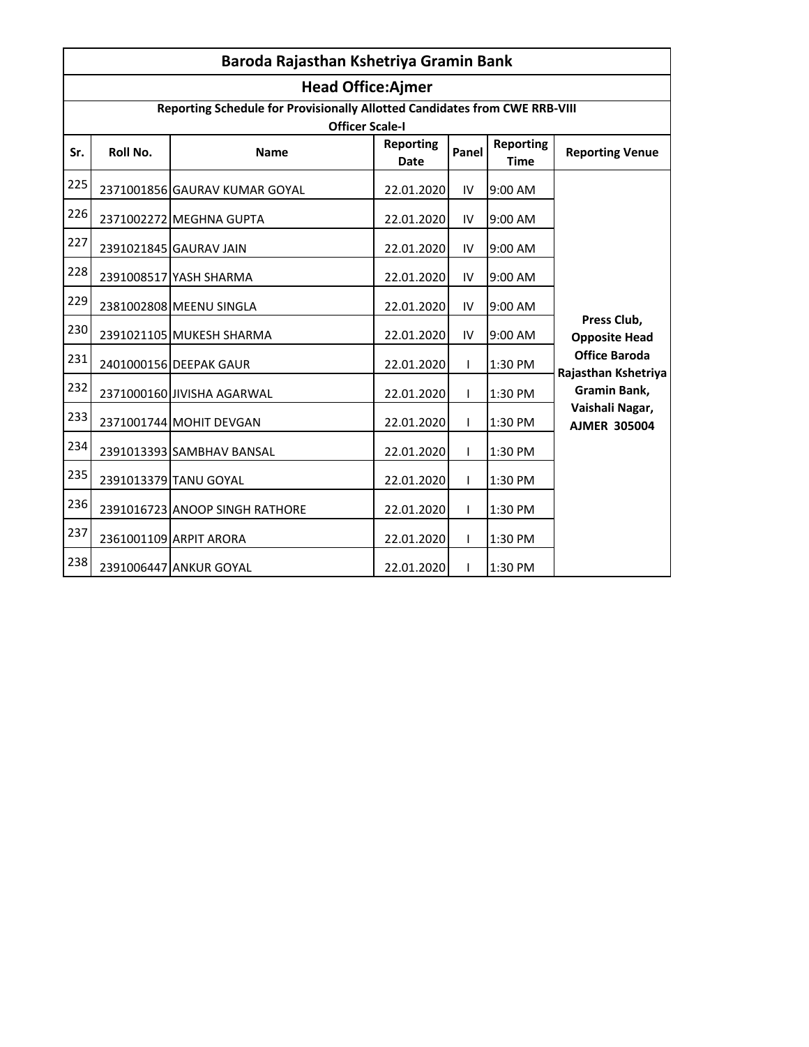| Baroda Rajasthan Kshetriya Gramin Bank | | | | | | |
|---|---|---|---|---|---|---|
| **Head Office:Ajmer** | | | | | | |
| **Reporting Schedule for Provisionally Allotted Candidates from CWE RRB-VIII Officer Scale-I** | | | | | | |
| **Sr.** | **Roll No.** | **Name** | **Reporting Date** | **Panel** | **Reporting Time** | **Reporting Venue** |
| 225 | 2371001856 | GAURAV KUMAR GOYAL | 22.01.2020 | IV | 9:00 AM | **Press Club, Opposite Head Office Baroda Rajasthan Kshetriya Gramin Bank, Vaishali Nagar, AJMER 305004** |
| 226 | 2371002272 | MEGHNA GUPTA | 22.01.2020 | IV | 9:00 AM | |
| 227 | 2391021845 | GAURAV JAIN | 22.01.2020 | IV | 9:00 AM | |
| 228 | 2391008517 | YASH SHARMA | 22.01.2020 | IV | 9:00 AM | |
| 229 | 2381002808 | MEENU SINGLA | 22.01.2020 | IV | 9:00 AM | |
| 230 | 2391021105 | MUKESH SHARMA | 22.01.2020 | IV | 9:00 AM | |
| 231 | 2401000156 | DEEPAK GAUR | 22.01.2020 | I | 1:30 PM | |
| 232 | 2371000160 | JIVISHA AGARWAL | 22.01.2020 | I | 1:30 PM | |
| 233 | 2371001744 | MOHIT DEVGAN | 22.01.2020 | I | 1:30 PM | |
| 234 | 2391013393 | SAMBHAV BANSAL | 22.01.2020 | I | 1:30 PM | |
| 235 | 2391013379 | TANU GOYAL | 22.01.2020 | I | 1:30 PM | |
| 236 | 2391016723 | ANOOP SINGH RATHORE | 22.01.2020 | I | 1:30 PM | |
| 237 | 2361001109 | ARPIT ARORA | 22.01.2020 | I | 1:30 PM | |
| 238 | 2391006447 | ANKUR GOYAL | 22.01.2020 | I | 1:30 PM | |